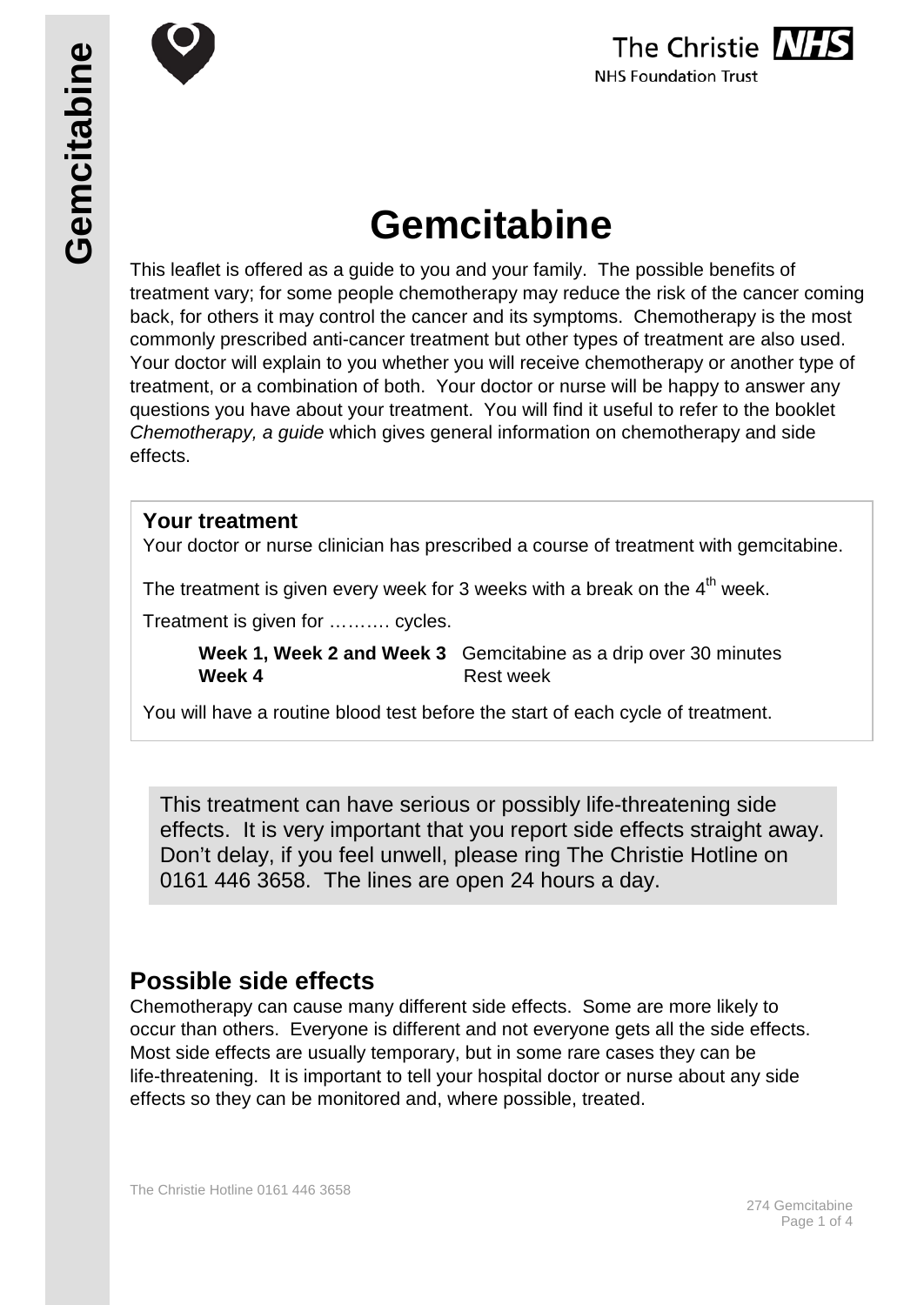# Gemcitabine

This leaflet is offered as a guide to you and your family. The possible benefits of treatment vary; for some people chemotherapy may reduce the risk of the cancer coming back, for others it may control the cancer and its symptoms. Chemotherapy is the most commonly prescribed anti-cancer treatment but other types of treatment are also used. Your doctor will explain to you whether you will receive chemotherapy or another type of treatment, or a combination of both. Your doctor or nurse will be happy to answer any questions you have about your treatment. You will find it useful to refer to the booklet *Chemotherapy, a guide* which gives general information on chemotherapy and side effects.

**Your treatment**

Your doctor or nurse clinician has prescribed a course of treatment with gemcitabine.

The treatment is given every week for 3 weeks with a break on the 4th week.

Treatment is given for ………. cycles.

| | |
|---|---|
| **Week 1, Week 2 and Week 3** | Gemcitabine as a drip over 30 minutes |
| **Week 4** | Rest week |

You will have a routine blood test before the start of each cycle of treatment.

This treatment can have serious or possibly life-threatening side effects. It is very important that you report side effects straight away. Don't delay, if you feel unwell, please ring The Christie Hotline on 0161 446 3658. The lines are open 24 hours a day.

## Possible side effects

Chemotherapy can cause many different side effects. Some are more likely to occur than others. Everyone is different and not everyone gets all the side effects. Most side effects are usually temporary, but in some rare cases they can be life-threatening. It is important to tell your hospital doctor or nurse about any side effects so they can be monitored and, where possible, treated.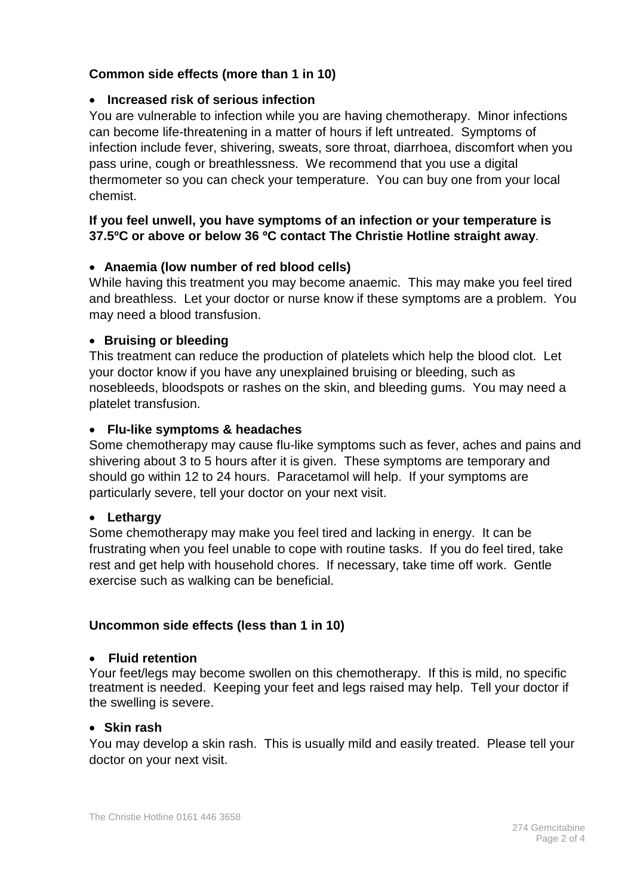### Common side effects (more than 1 in 10)

- **Increased risk of serious infection**

You are vulnerable to infection while you are having chemotherapy. Minor infections can become life-threatening in a matter of hours if left untreated. Symptoms of infection include fever, shivering, sweats, sore throat, diarrhoea, discomfort when you pass urine, cough or breathlessness. We recommend that you use a digital thermometer so you can check your temperature. You can buy one from your local chemist.

**If you feel unwell, you have symptoms of an infection or your temperature is 37.5ºC or above or below 36 ºC contact The Christie Hotline straight away**.

- **Anaemia (low number of red blood cells)**

While having this treatment you may become anaemic. This may make you feel tired and breathless. Let your doctor or nurse know if these symptoms are a problem. You may need a blood transfusion.

- **Bruising or bleeding**

This treatment can reduce the production of platelets which help the blood clot. Let your doctor know if you have any unexplained bruising or bleeding, such as nosebleeds, bloodspots or rashes on the skin, and bleeding gums. You may need a platelet transfusion.

- **Flu-like symptoms & headaches**

Some chemotherapy may cause flu-like symptoms such as fever, aches and pains and shivering about 3 to 5 hours after it is given. These symptoms are temporary and should go within 12 to 24 hours. Paracetamol will help. If your symptoms are particularly severe, tell your doctor on your next visit.

- **Lethargy**

Some chemotherapy may make you feel tired and lacking in energy. It can be frustrating when you feel unable to cope with routine tasks. If you do feel tired, take rest and get help with household chores. If necessary, take time off work. Gentle exercise such as walking can be beneficial.

### Uncommon side effects (less than 1 in 10)

- **Fluid retention**

Your feet/legs may become swollen on this chemotherapy. If this is mild, no specific treatment is needed. Keeping your feet and legs raised may help. Tell your doctor if the swelling is severe.

- **Skin rash**

You may develop a skin rash. This is usually mild and easily treated. Please tell your doctor on your next visit.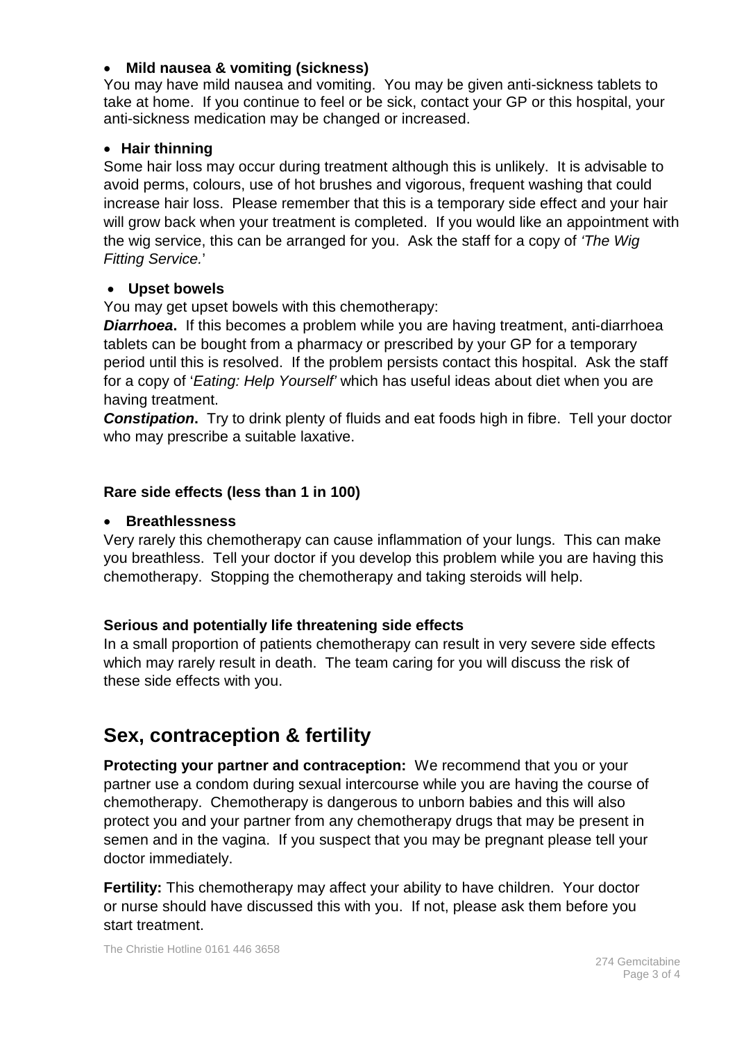- **Mild nausea & vomiting (sickness)**

You may have mild nausea and vomiting. You may be given anti-sickness tablets to take at home. If you continue to feel or be sick, contact your GP or this hospital, your anti-sickness medication may be changed or increased.

- **Hair thinning**

Some hair loss may occur during treatment although this is unlikely. It is advisable to avoid perms, colours, use of hot brushes and vigorous, frequent washing that could increase hair loss. Please remember that this is a temporary side effect and your hair will grow back when your treatment is completed. If you would like an appointment with the wig service, this can be arranged for you. Ask the staff for a copy of *'The Wig Fitting Service.'*

- **Upset bowels**

You may get upset bowels with this chemotherapy:

***Diarrhoea*.** If this becomes a problem while you are having treatment, anti-diarrhoea tablets can be bought from a pharmacy or prescribed by your GP for a temporary period until this is resolved. If the problem persists contact this hospital. Ask the staff for a copy of '*Eating: Help Yourself*' which has useful ideas about diet when you are having treatment.

***Constipation*.** Try to drink plenty of fluids and eat foods high in fibre. Tell your doctor who may prescribe a suitable laxative.

**Rare side effects (less than 1 in 100)**

- **Breathlessness**

Very rarely this chemotherapy can cause inflammation of your lungs. This can make you breathless. Tell your doctor if you develop this problem while you are having this chemotherapy. Stopping the chemotherapy and taking steroids will help.

**Serious and potentially life threatening side effects**

In a small proportion of patients chemotherapy can result in very severe side effects which may rarely result in death. The team caring for you will discuss the risk of these side effects with you.

## Sex, contraception & fertility

**Protecting your partner and contraception:** We recommend that you or your partner use a condom during sexual intercourse while you are having the course of chemotherapy. Chemotherapy is dangerous to unborn babies and this will also protect you and your partner from any chemotherapy drugs that may be present in semen and in the vagina. If you suspect that you may be pregnant please tell your doctor immediately.

**Fertility:** This chemotherapy may affect your ability to have children. Your doctor or nurse should have discussed this with you. If not, please ask them before you start treatment.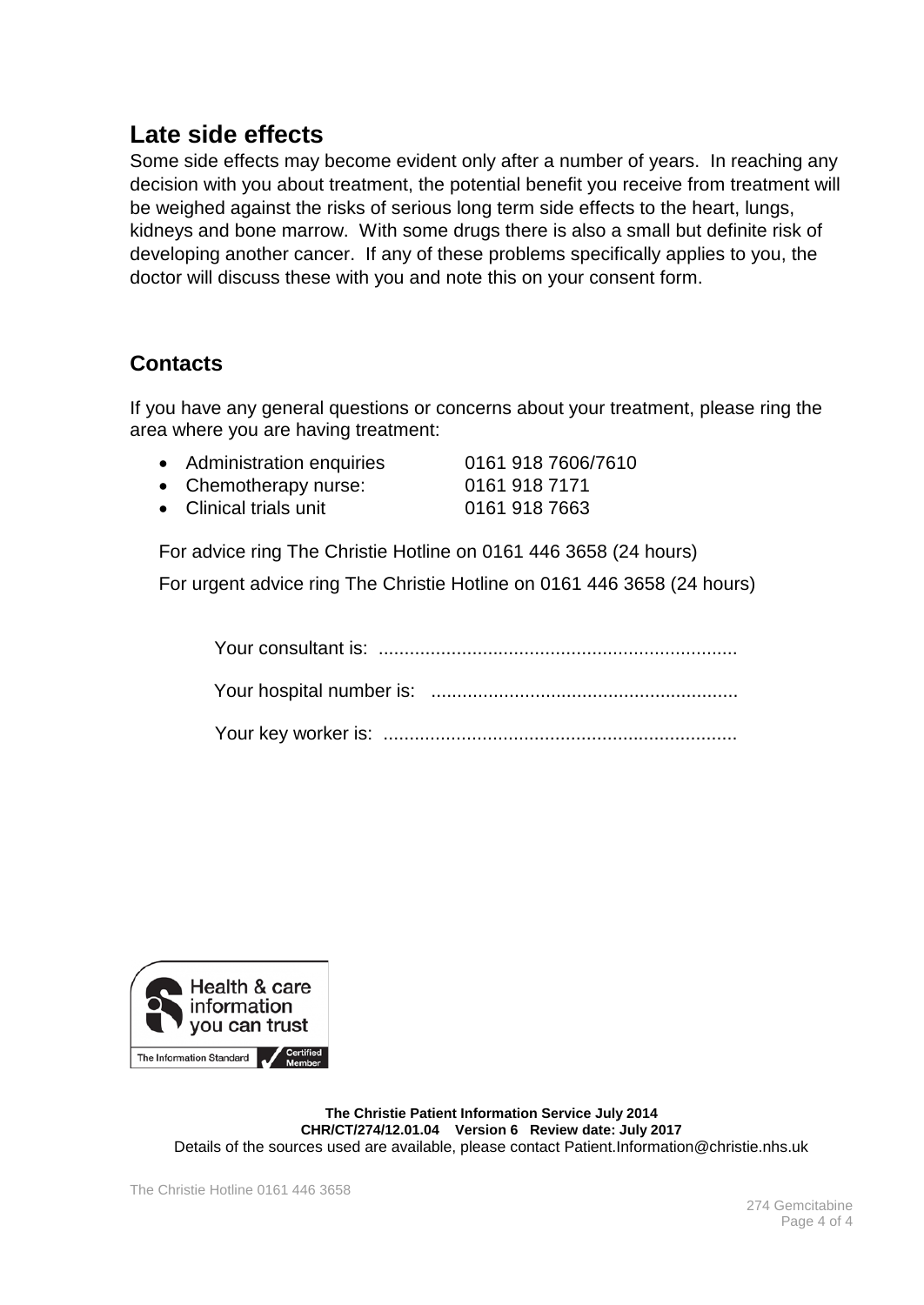## Late side effects

Some side effects may become evident only after a number of years. In reaching any decision with you about treatment, the potential benefit you receive from treatment will be weighed against the risks of serious long term side effects to the heart, lungs, kidneys and bone marrow. With some drugs there is also a small but definite risk of developing another cancer. If any of these problems specifically applies to you, the doctor will discuss these with you and note this on your consent form.

### Contacts

If you have any general questions or concerns about your treatment, please ring the area where you are having treatment:

- Administration enquiries 0161 918 7606/7610
- Chemotherapy nurse: 0161 918 7171
- Clinical trials unit 0161 918 7663

For advice ring The Christie Hotline on 0161 446 3658 (24 hours)

For urgent advice ring The Christie Hotline on 0161 446 3658 (24 hours)

Your consultant is: ....................................................................

Your hospital number is: ..........................................................

Your key worker is: ....................................................................

Health & care information you can trust

The Information Standard Certified Member

**The Christie Patient Information Service July 2014**
**CHR/CT/274/12.01.04 Version 6 Review date: July 2017**
Details of the sources used are available, please contact Patient.Information@christie.nhs.uk